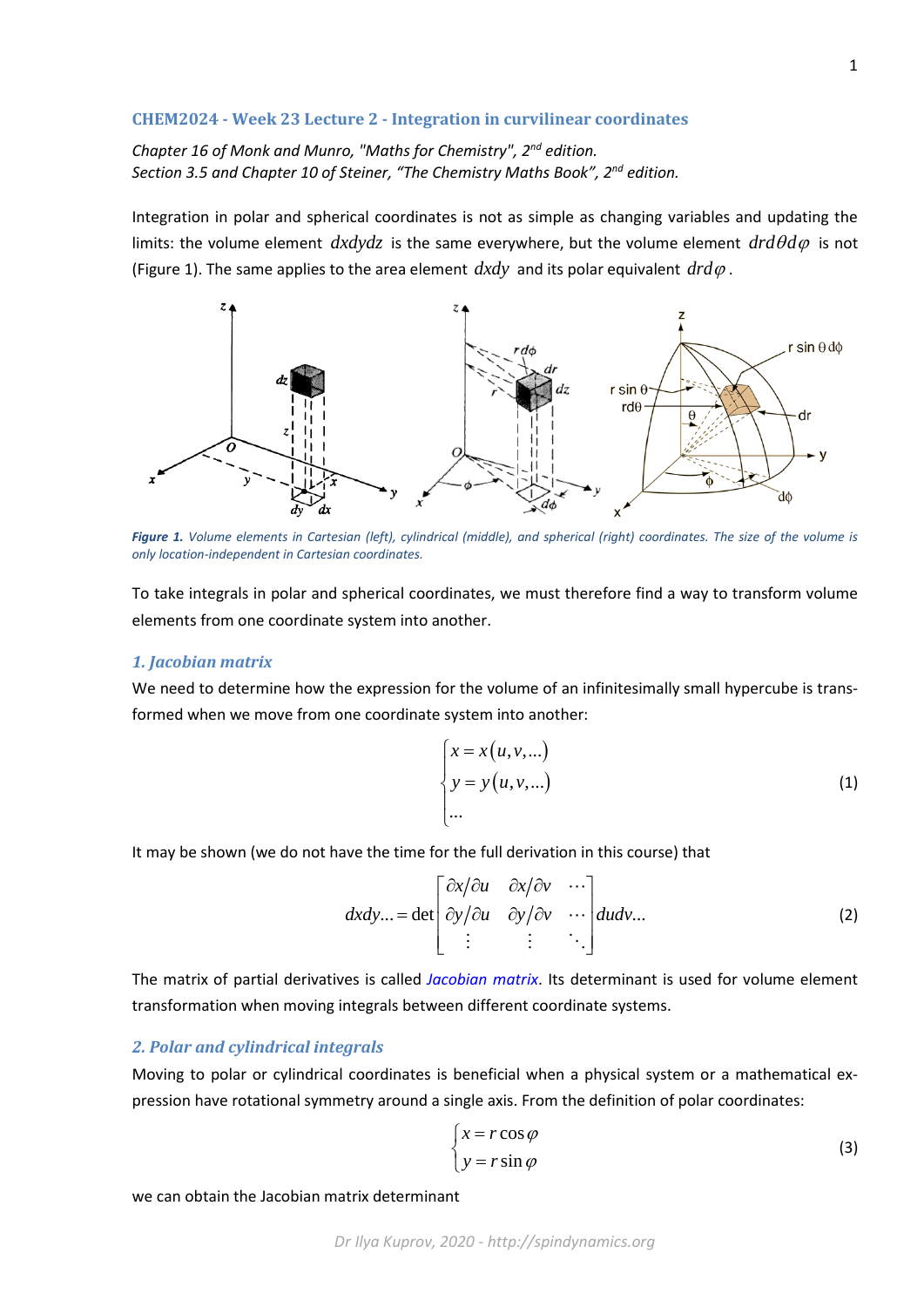## CHEM2024 - Week 23 Lecture 2 - Integration in curvilinear coordinates

*Chapter 16 of Monk and Munro, "Maths for Chemistry", 2nd edition.*
*Section 3.5 and Chapter 10 of Steiner, "The Chemistry Maths Book", 2nd edition.*

Integration in polar and spherical coordinates is not as simple as changing variables and updating the limits: the volume element $dxdydz$ is the same everywhere, but the volume element $drd\theta d\varphi$ is not (Figure 1). The same applies to the area element $dxdy$ and its polar equivalent $drd\varphi$.

***Figure 1.*** *Volume elements in Cartesian (left), cylindrical (middle), and spherical (right) coordinates. The size of the volume is only location-independent in Cartesian coordinates.*

To take integrals in polar and spherical coordinates, we must therefore find a way to transform volume elements from one coordinate system into another.

### *1. Jacobian matrix*

We need to determine how the expression for the volume of an infinitesimally small hypercube is transformed when we move from one coordinate system into another:

$$\begin{cases} x = x(u, v, \ldots) \\ y = y(u, v, \ldots) \\ \ldots \end{cases} \tag{1}$$

It may be shown (we do not have the time for the full derivation in this course) that

$$dxdy\ldots = \det \begin{bmatrix} \partial x/\partial u & \partial x/\partial v & \cdots \\ \partial y/\partial u & \partial y/\partial v & \cdots \\ \vdots & \vdots & \ddots \end{bmatrix} dudv\ldots \tag{2}$$

The matrix of partial derivatives is called *Jacobian matrix*. Its determinant is used for volume element transformation when moving integrals between different coordinate systems.

### *2. Polar and cylindrical integrals*

Moving to polar or cylindrical coordinates is beneficial when a physical system or a mathematical expression have rotational symmetry around a single axis. From the definition of polar coordinates:

$$\begin{cases} x = r\cos\varphi \\ y = r\sin\varphi \end{cases} \tag{3}$$

we can obtain the Jacobian matrix determinant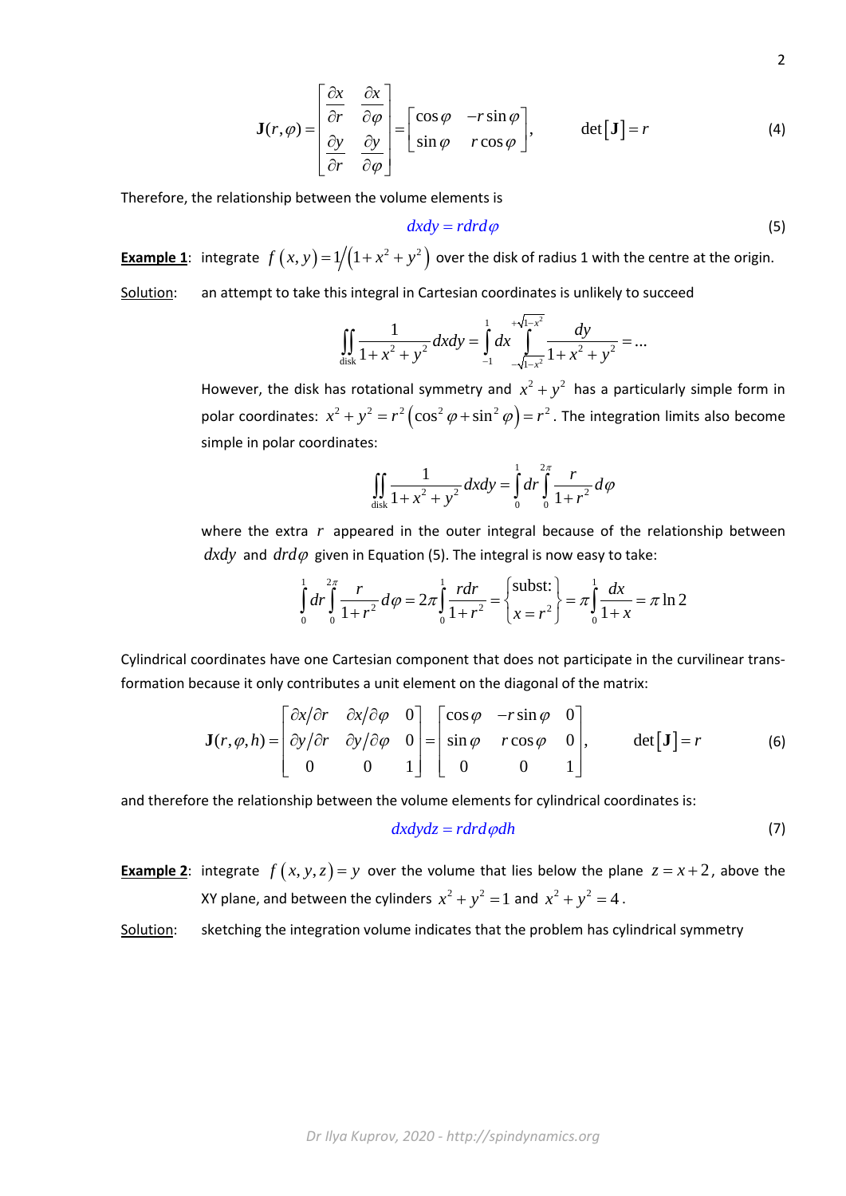$$\mathbf{J}(r,\varphi)=\begin{bmatrix}\dfrac{\partial x}{\partial r} & \dfrac{\partial x}{\partial \varphi}\\ \dfrac{\partial y}{\partial r} & \dfrac{\partial y}{\partial \varphi}\end{bmatrix}=\begin{bmatrix}\cos\varphi & -r\sin\varphi\\ \sin\varphi & r\cos\varphi\end{bmatrix},\qquad \det\left[\mathbf{J}\right]=r \tag{4}$$

Therefore, the relationship between the volume elements is

$$dxdy = rdrd\varphi \tag{5}$$

**Example 1**: integrate $f\left(x,y\right)=1/\left(1+x^2+y^2\right)$ over the disk of radius 1 with the centre at the origin.

Solution: an attempt to take this integral in Cartesian coordinates is unlikely to succeed

$$\iint\limits_{\text{disk}}\frac{1}{1+x^2+y^2}dxdy=\int\limits_{-1}^{1}dx\int\limits_{-\sqrt{1-x^2}}^{+\sqrt{1-x^2}}\frac{dy}{1+x^2+y^2}=\ldots$$

However, the disk has rotational symmetry and $x^2+y^2$ has a particularly simple form in polar coordinates: $x^2+y^2=r^2\left(\cos^2\varphi+\sin^2\varphi\right)=r^2$. The integration limits also become simple in polar coordinates:

$$\iint\limits_{\text{disk}}\frac{1}{1+x^2+y^2}dxdy=\int\limits_{0}^{1}dr\int\limits_{0}^{2\pi}\frac{r}{1+r^2}d\varphi$$

where the extra $r$ appeared in the outer integral because of the relationship between $dxdy$ and $drd\varphi$ given in Equation (5). The integral is now easy to take:

$$\int\limits_{0}^{1}dr\int\limits_{0}^{2\pi}\frac{r}{1+r^2}d\varphi=2\pi\int\limits_{0}^{1}\frac{rdr}{1+r^2}=\begin{Bmatrix}\text{subst:}\\ x=r^2\end{Bmatrix}=\pi\int\limits_{0}^{1}\frac{dx}{1+x}=\pi\ln 2$$

Cylindrical coordinates have one Cartesian component that does not participate in the curvilinear transformation because it only contributes a unit element on the diagonal of the matrix:

$$\mathbf{J}(r,\varphi,h)=\begin{bmatrix}\partial x/\partial r & \partial x/\partial\varphi & 0\\ \partial y/\partial r & \partial y/\partial\varphi & 0\\ 0 & 0 & 1\end{bmatrix}=\begin{bmatrix}\cos\varphi & -r\sin\varphi & 0\\ \sin\varphi & r\cos\varphi & 0\\ 0 & 0 & 1\end{bmatrix},\qquad \det\left[\mathbf{J}\right]=r \tag{6}$$

and therefore the relationship between the volume elements for cylindrical coordinates is:

$$dxdydz = rdrd\varphi dh \tag{7}$$

**Example 2**: integrate $f\left(x,y,z\right)=y$ over the volume that lies below the plane $z=x+2$, above the XY plane, and between the cylinders $x^2+y^2=1$ and $x^2+y^2=4$.

Solution: sketching the integration volume indicates that the problem has cylindrical symmetry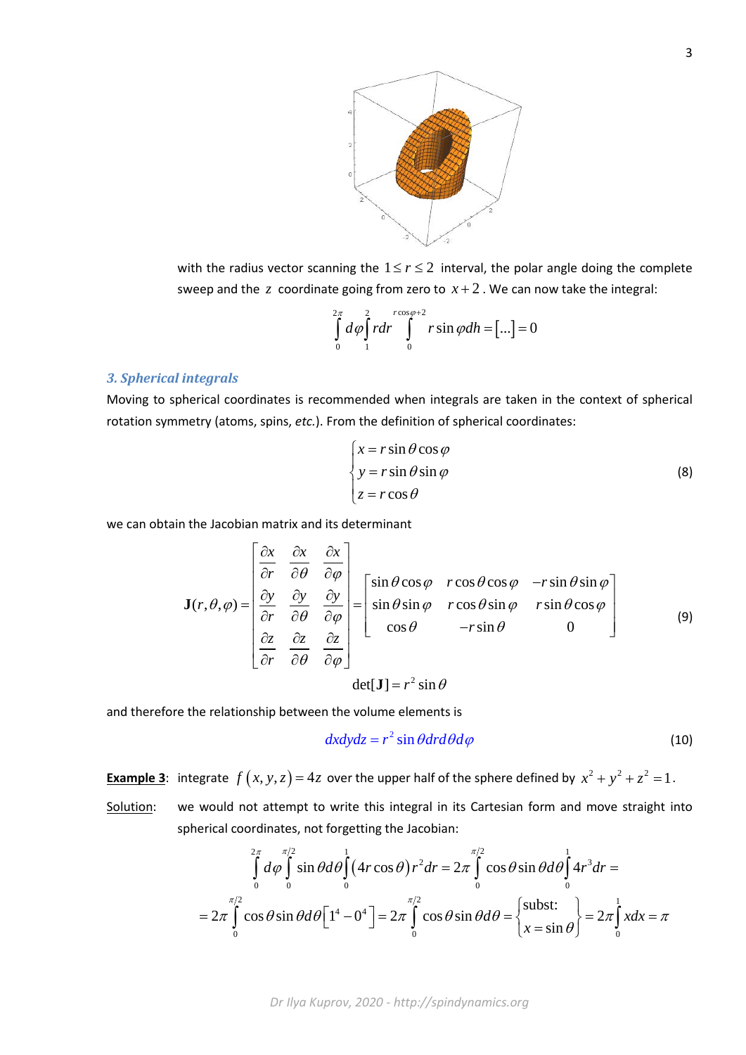with the radius vector scanning the $1 \le r \le 2$ interval, the polar angle doing the complete sweep and the $z$ coordinate going from zero to $x+2$. We can now take the integral:

$$\int_0^{2\pi} d\varphi \int_1^2 r dr \int_0^{r\cos\varphi+2} r\sin\varphi dh = [\ldots] = 0$$

### *3. Spherical integrals*

Moving to spherical coordinates is recommended when integrals are taken in the context of spherical rotation symmetry (atoms, spins, *etc.*). From the definition of spherical coordinates:

$$\begin{cases} x = r\sin\theta\cos\varphi \\ y = r\sin\theta\sin\varphi \\ z = r\cos\theta \end{cases} \tag{8}$$

we can obtain the Jacobian matrix and its determinant

$$\mathbf{J}(r,\theta,\varphi) = \begin{bmatrix} \dfrac{\partial x}{\partial r} & \dfrac{\partial x}{\partial \theta} & \dfrac{\partial x}{\partial \varphi} \\ \dfrac{\partial y}{\partial r} & \dfrac{\partial y}{\partial \theta} & \dfrac{\partial y}{\partial \varphi} \\ \dfrac{\partial z}{\partial r} & \dfrac{\partial z}{\partial \theta} & \dfrac{\partial z}{\partial \varphi} \end{bmatrix} = \begin{bmatrix} \sin\theta\cos\varphi & r\cos\theta\cos\varphi & -r\sin\theta\sin\varphi \\ \sin\theta\sin\varphi & r\cos\theta\sin\varphi & r\sin\theta\cos\varphi \\ \cos\theta & -r\sin\theta & 0 \end{bmatrix} \tag{9}$$

$$\det[\mathbf{J}] = r^2\sin\theta$$

and therefore the relationship between the volume elements is

$$dxdydz = r^2\sin\theta dr d\theta d\varphi \tag{10}$$

**Example 3**: integrate $f(x,y,z) = 4z$ over the upper half of the sphere defined by $x^2+y^2+z^2=1$.

Solution: we would not attempt to write this integral in its Cartesian form and move straight into spherical coordinates, not forgetting the Jacobian:

$$\int_0^{2\pi} d\varphi \int_0^{\pi/2} \sin\theta d\theta \int_0^1 (4r\cos\theta) r^2 dr = 2\pi \int_0^{\pi/2} \cos\theta\sin\theta d\theta \int_0^1 4r^3 dr =$$

$$= 2\pi \int_0^{\pi/2} \cos\theta\sin\theta d\theta \left[1^4 - 0^4\right] = 2\pi \int_0^{\pi/2} \cos\theta\sin\theta d\theta = \begin{Bmatrix} \text{subst:} \\ x = \sin\theta \end{Bmatrix} = 2\pi \int_0^1 x dx = \pi$$